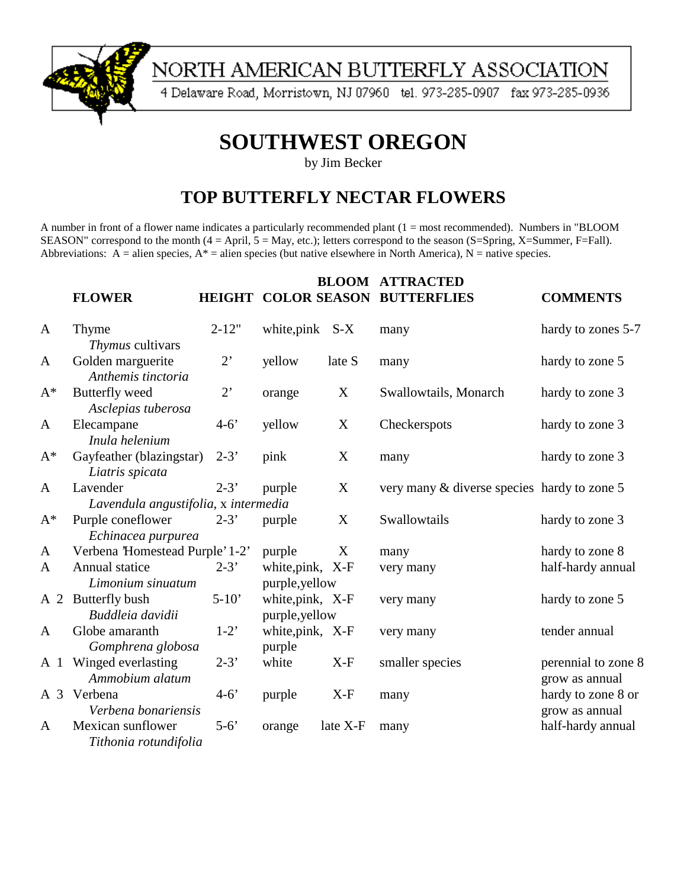NORTH AMERICAN BUTTERFLY ASSOCIATION

4 Delaware Road, Morristown, NJ 07960 tel. 973-285-0907 fax 973-285-0936

# SOUTHWEST OREGON

by Jim Becker

## TOP BUTTERFLY NECTAR FLOWERS

A number in front of a flower name indicates a particularly recommended plant (1 = most recommended). Numbers in "BLOOM SEASON" correspond to the month (4 = April, 5 = May, etc.); letters correspond to the season (S=Spring, X=Summer, F=Fall). Abbreviations: A = alien species, A* = alien species (but native elsewhere in North America), N = native species.

| | FLOWER | HEIGHT | COLOR | BLOOM SEASON | ATTRACTED BUTTERFLIES | COMMENTS |
|---|---|---|---|---|---|---|
| A | Thyme *Thymus* cultivars | 2-12" | white,pink | S-X | many | hardy to zones 5-7 |
| A | Golden marguerite *Anthemis tinctoria* | 2' | yellow | late S | many | hardy to zone 5 |
| A* | Butterfly weed *Asclepias tuberosa* | 2' | orange | X | Swallowtails, Monarch | hardy to zone 3 |
| A | Elecampane *Inula helenium* | 4-6' | yellow | X | Checkerspots | hardy to zone 3 |
| A* | Gayfeather (blazingstar) *Liatris spicata* | 2-3' | pink | X | many | hardy to zone 3 |
| A | Lavender *Lavendula angustifolia*, x *intermedia* | 2-3' | purple | X | very many & diverse species | hardy to zone 5 |
| A* | Purple coneflower *Echinacea purpurea* | 2-3' | purple | X | Swallowtails | hardy to zone 3 |
| A | Verbena 'Homestead Purple' | 1-2' | purple | X | many | hardy to zone 8 |
| A | Annual statice *Limonium sinuatum* | 2-3' | white,pink, purple,yellow | X-F | very many | half-hardy annual |
| A 2 | Butterfly bush *Buddleia davidii* | 5-10' | white,pink, purple,yellow | X-F | very many | hardy to zone 5 |
| A | Globe amaranth *Gomphrena globosa* | 1-2' | white,pink, purple | X-F | very many | tender annual |
| A 1 | Winged everlasting *Ammobium alatum* | 2-3' | white | X-F | smaller species | perennial to zone 8 grow as annual |
| A 3 | Verbena *Verbena bonariensis* | 4-6' | purple | X-F | many | hardy to zone 8 or grow as annual |
| A | Mexican sunflower *Tithonia rotundifolia* | 5-6' | orange | late X-F | many | half-hardy annual |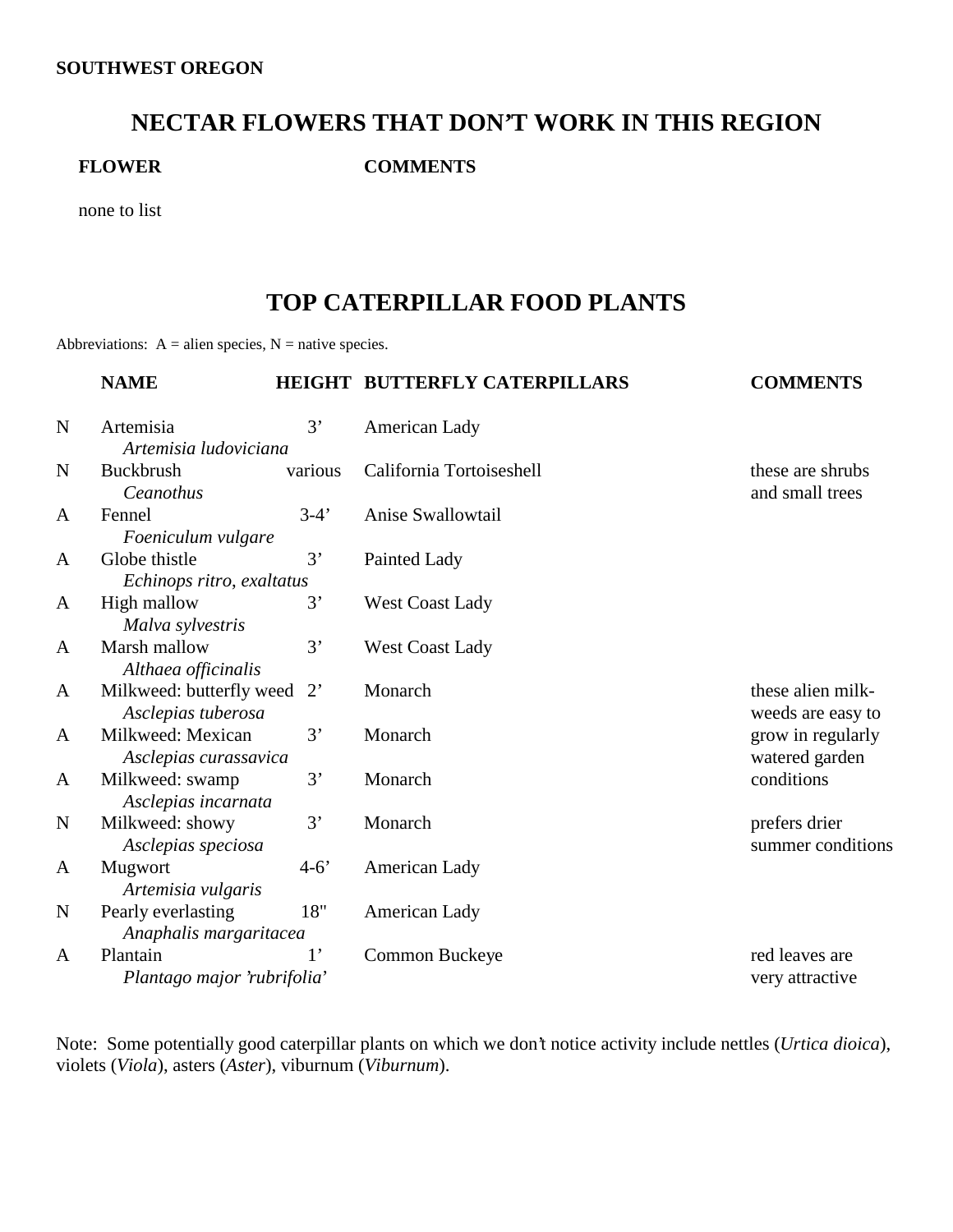**SOUTHWEST OREGON**

## NECTAR FLOWERS THAT DON'T WORK IN THIS REGION

| FLOWER | COMMENTS |
|---|---|
| none to list | |

## TOP CATERPILLAR FOOD PLANTS

Abbreviations: A = alien species, N = native species.

| | NAME | HEIGHT | BUTTERFLY CATERPILLARS | COMMENTS |
|---|---|---|---|---|
| N | Artemisia *Artemisia ludoviciana* | 3' | American Lady | |
| N | Buckbrush *Ceanothus* | various | California Tortoiseshell | these are shrubs and small trees |
| A | Fennel *Foeniculum vulgare* | 3-4' | Anise Swallowtail | |
| A | Globe thistle *Echinops ritro, exaltatus* | 3' | Painted Lady | |
| A | High mallow *Malva sylvestris* | 3' | West Coast Lady | |
| A | Marsh mallow *Althaea officinalis* | 3' | West Coast Lady | |
| A | Milkweed: butterfly weed *Asclepias tuberosa* | 2' | Monarch | these alien milk-weeds are easy to grow in regularly watered garden conditions |
| A | Milkweed: Mexican *Asclepias curassavica* | 3' | Monarch | |
| A | Milkweed: swamp *Asclepias incarnata* | 3' | Monarch | |
| N | Milkweed: showy *Asclepias speciosa* | 3' | Monarch | prefers drier summer conditions |
| A | Mugwort *Artemisia vulgaris* | 4-6' | American Lady | |
| N | Pearly everlasting *Anaphalis margaritacea* | 18" | American Lady | |
| A | Plantain *Plantago major 'rubrifolia'* | 1' | Common Buckeye | red leaves are very attractive |

Note: Some potentially good caterpillar plants on which we don't notice activity include nettles (*Urtica dioica*), violets (*Viola*), asters (*Aster*), viburnum (*Viburnum*).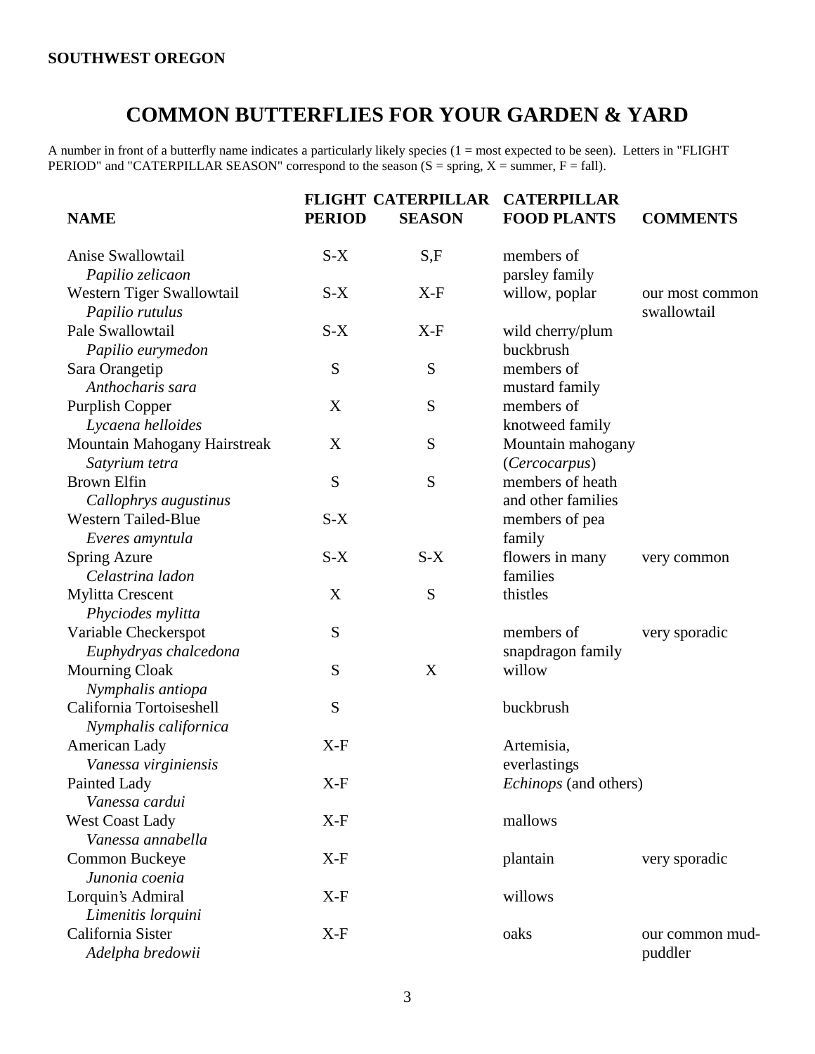**SOUTHWEST OREGON**

# COMMON BUTTERFLIES FOR YOUR GARDEN & YARD

A number in front of a butterfly name indicates a particularly likely species (1 = most expected to be seen). Letters in "FLIGHT PERIOD" and "CATERPILLAR SEASON" correspond to the season (S = spring, X = summer, F = fall).

| NAME | FLIGHT PERIOD | CATERPILLAR SEASON | CATERPILLAR FOOD PLANTS | COMMENTS |
|---|---|---|---|---|
| Anise Swallowtail *Papilio zelicaon* | S-X | S,F | members of parsley family | |
| Western Tiger Swallowtail *Papilio rutulus* | S-X | X-F | willow, poplar | our most common swallowtail |
| Pale Swallowtail *Papilio eurymedon* | S-X | X-F | wild cherry/plum buckbrush | |
| Sara Orangetip *Anthocharis sara* | S | S | members of mustard family | |
| Purplish Copper *Lycaena helloides* | X | S | members of knotweed family | |
| Mountain Mahogany Hairstreak *Satyrium tetra* | X | S | Mountain mahogany (*Cercocarpus*) | |
| Brown Elfin *Callophrys augustinus* | S | S | members of heath and other families | |
| Western Tailed-Blue *Everes amyntula* | S-X | | members of pea family | |
| Spring Azure *Celastrina ladon* | S-X | S-X | flowers in many families | very common |
| Mylitta Crescent *Phyciodes mylitta* | X | S | thistles | |
| Variable Checkerspot *Euphydryas chalcedona* | S | | members of snapdragon family | very sporadic |
| Mourning Cloak *Nymphalis antiopa* | S | X | willow | |
| California Tortoiseshell *Nymphalis californica* | S | | buckbrush | |
| American Lady *Vanessa virginiensis* | X-F | | Artemisia, everlastings | |
| Painted Lady *Vanessa cardui* | X-F | | *Echinops* (and others) | |
| West Coast Lady *Vanessa annabella* | X-F | | mallows | |
| Common Buckeye *Junonia coenia* | X-F | | plantain | very sporadic |
| Lorquin's Admiral *Limenitis lorquini* | X-F | | willows | |
| California Sister *Adelpha bredowii* | X-F | | oaks | our common mud-puddler |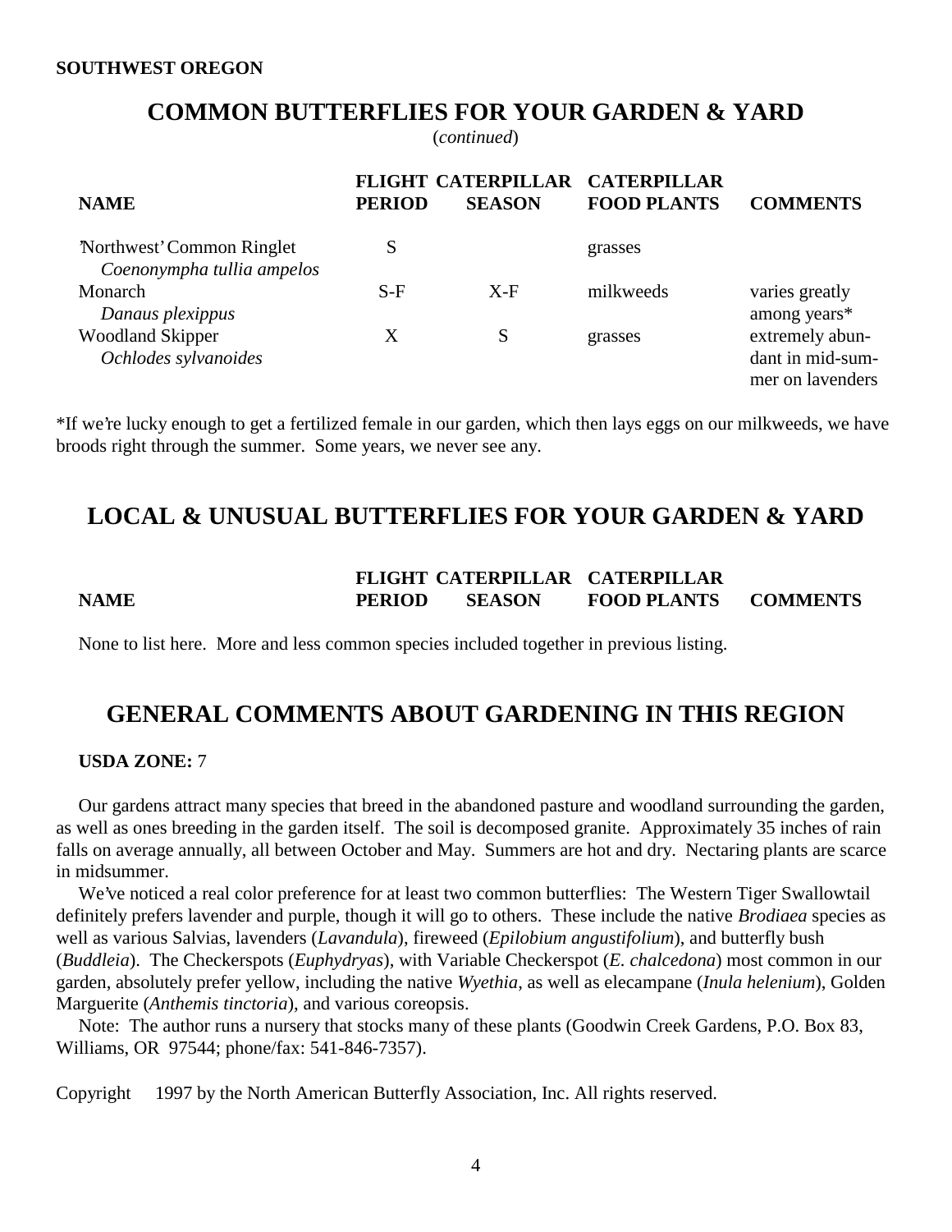**SOUTHWEST OREGON**

## COMMON BUTTERFLIES FOR YOUR GARDEN & YARD

(*continued*)

| NAME | FLIGHT PERIOD | CATERPILLAR SEASON | CATERPILLAR FOOD PLANTS | COMMENTS |
|---|---|---|---|---|
| 'Northwest' Common Ringlet *Coenonympha tullia ampelos* | S | | grasses | |
| Monarch *Danaus plexippus* | S-F | X-F | milkweeds | varies greatly among years* |
| Woodland Skipper *Ochlodes sylvanoides* | X | S | grasses | extremely abundant in mid-summer on lavenders |

*If we're lucky enough to get a fertilized female in our garden, which then lays eggs on our milkweeds, we have broods right through the summer. Some years, we never see any.

## LOCAL & UNUSUAL BUTTERFLIES FOR YOUR GARDEN & YARD

| NAME | FLIGHT PERIOD | CATERPILLAR SEASON | CATERPILLAR FOOD PLANTS | COMMENTS |
|---|---|---|---|---|

None to list here. More and less common species included together in previous listing.

## GENERAL COMMENTS ABOUT GARDENING IN THIS REGION

**USDA ZONE:** 7

Our gardens attract many species that breed in the abandoned pasture and woodland surrounding the garden, as well as ones breeding in the garden itself. The soil is decomposed granite. Approximately 35 inches of rain falls on average annually, all between October and May. Summers are hot and dry. Nectaring plants are scarce in midsummer.

We've noticed a real color preference for at least two common butterflies: The Western Tiger Swallowtail definitely prefers lavender and purple, though it will go to others. These include the native *Brodiaea* species as well as various Salvias, lavenders (*Lavandula*), fireweed (*Epilobium angustifolium*), and butterfly bush (*Buddleia*). The Checkerspots (*Euphydryas*), with Variable Checkerspot (*E. chalcedona*) most common in our garden, absolutely prefer yellow, including the native *Wyethia*, as well as elecampane (*Inula helenium*), Golden Marguerite (*Anthemis tinctoria*), and various coreopsis.

Note: The author runs a nursery that stocks many of these plants (Goodwin Creek Gardens, P.O. Box 83, Williams, OR 97544; phone/fax: 541-846-7357).

Copyright 1997 by the North American Butterfly Association, Inc. All rights reserved.